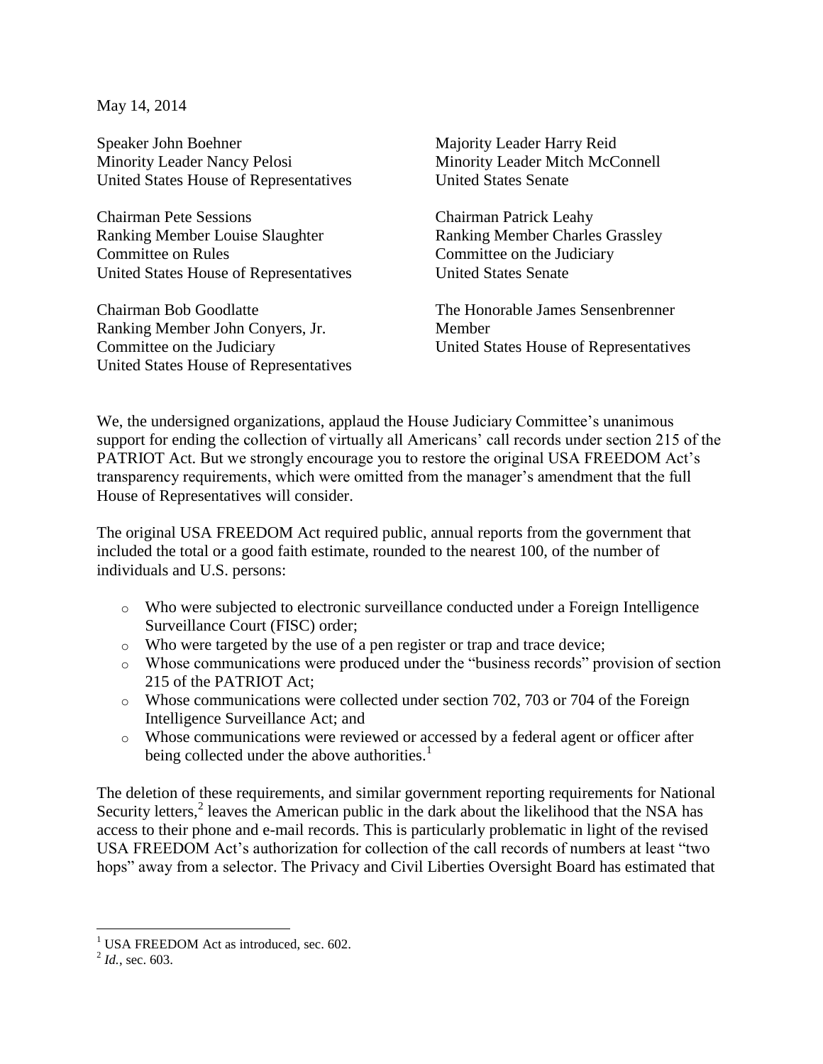May 14, 2014

Speaker John Boehner
Minority Leader Nancy Pelosi
United States House of Representatives

Chairman Pete Sessions
Ranking Member Louise Slaughter
Committee on Rules
United States House of Representatives

Chairman Bob Goodlatte
Ranking Member John Conyers, Jr.
Committee on the Judiciary
United States House of Representatives

Majority Leader Harry Reid
Minority Leader Mitch McConnell
United States Senate

Chairman Patrick Leahy
Ranking Member Charles Grassley
Committee on the Judiciary
United States Senate

The Honorable James Sensenbrenner
Member
United States House of Representatives

We, the undersigned organizations, applaud the House Judiciary Committee's unanimous support for ending the collection of virtually all Americans' call records under section 215 of the PATRIOT Act. But we strongly encourage you to restore the original USA FREEDOM Act's transparency requirements, which were omitted from the manager's amendment that the full House of Representatives will consider.

The original USA FREEDOM Act required public, annual reports from the government that included the total or a good faith estimate, rounded to the nearest 100, of the number of individuals and U.S. persons:

- Who were subjected to electronic surveillance conducted under a Foreign Intelligence Surveillance Court (FISC) order;
- Who were targeted by the use of a pen register or trap and trace device;
- Whose communications were produced under the "business records" provision of section 215 of the PATRIOT Act;
- Whose communications were collected under section 702, 703 or 704 of the Foreign Intelligence Surveillance Act; and
- Whose communications were reviewed or accessed by a federal agent or officer after being collected under the above authorities.[1]

The deletion of these requirements, and similar government reporting requirements for National Security letters,[2] leaves the American public in the dark about the likelihood that the NSA has access to their phone and e-mail records. This is particularly problematic in light of the revised USA FREEDOM Act's authorization for collection of the call records of numbers at least "two hops" away from a selector. The Privacy and Civil Liberties Oversight Board has estimated that

[1] USA FREEDOM Act as introduced, sec. 602.

[2] *Id.*, sec. 603.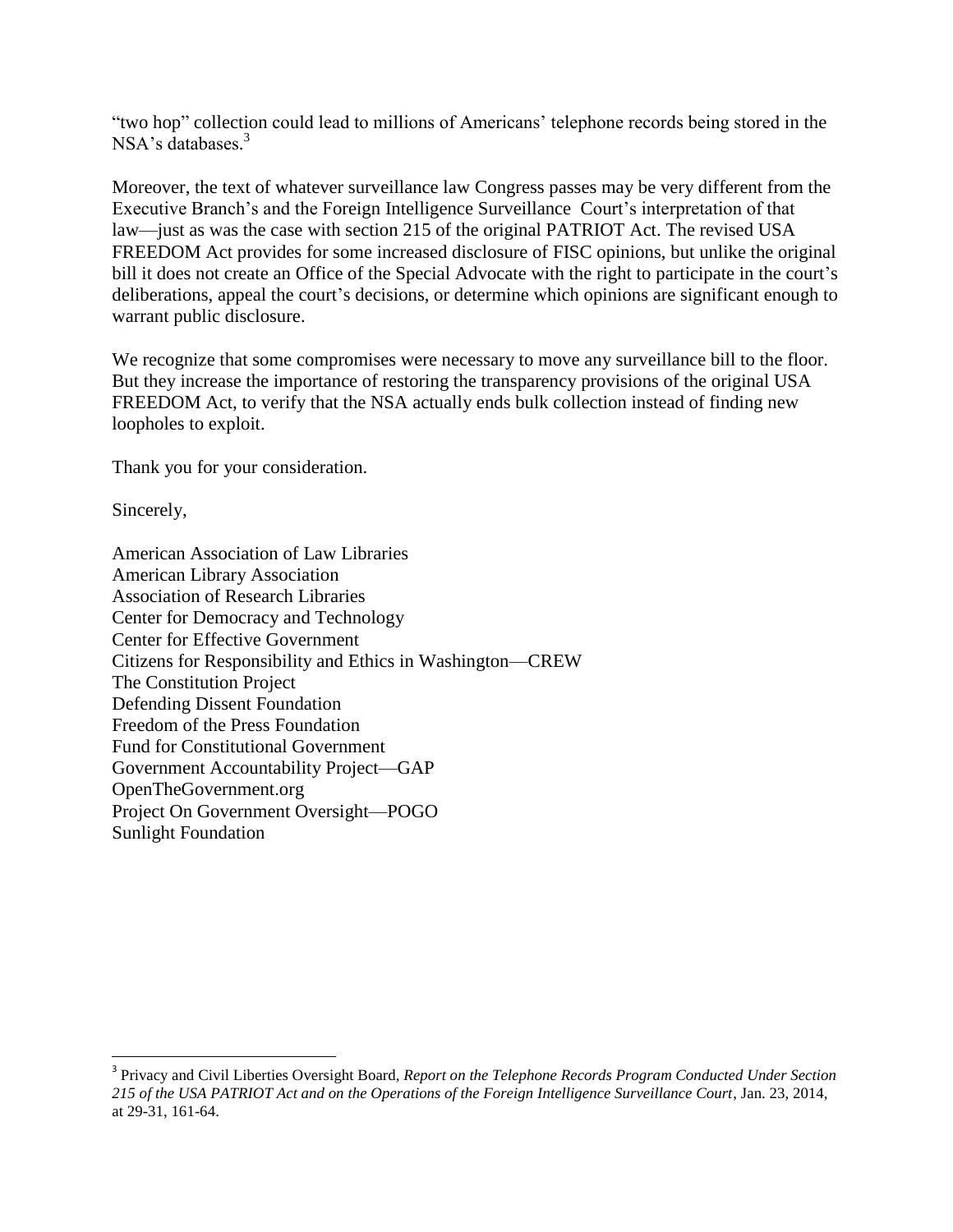"two hop" collection could lead to millions of Americans' telephone records being stored in the NSA's databases.[3]

Moreover, the text of whatever surveillance law Congress passes may be very different from the Executive Branch's and the Foreign Intelligence Surveillance Court's interpretation of that law—just as was the case with section 215 of the original PATRIOT Act. The revised USA FREEDOM Act provides for some increased disclosure of FISC opinions, but unlike the original bill it does not create an Office of the Special Advocate with the right to participate in the court's deliberations, appeal the court's decisions, or determine which opinions are significant enough to warrant public disclosure.

We recognize that some compromises were necessary to move any surveillance bill to the floor. But they increase the importance of restoring the transparency provisions of the original USA FREEDOM Act, to verify that the NSA actually ends bulk collection instead of finding new loopholes to exploit.

Thank you for your consideration.

Sincerely,

American Association of Law Libraries
American Library Association
Association of Research Libraries
Center for Democracy and Technology
Center for Effective Government
Citizens for Responsibility and Ethics in Washington—CREW
The Constitution Project
Defending Dissent Foundation
Freedom of the Press Foundation
Fund for Constitutional Government
Government Accountability Project—GAP
OpenTheGovernment.org
Project On Government Oversight—POGO
Sunlight Foundation

---

[3] Privacy and Civil Liberties Oversight Board, *Report on the Telephone Records Program Conducted Under Section 215 of the USA PATRIOT Act and on the Operations of the Foreign Intelligence Surveillance Court*, Jan. 23, 2014, at 29-31, 161-64.